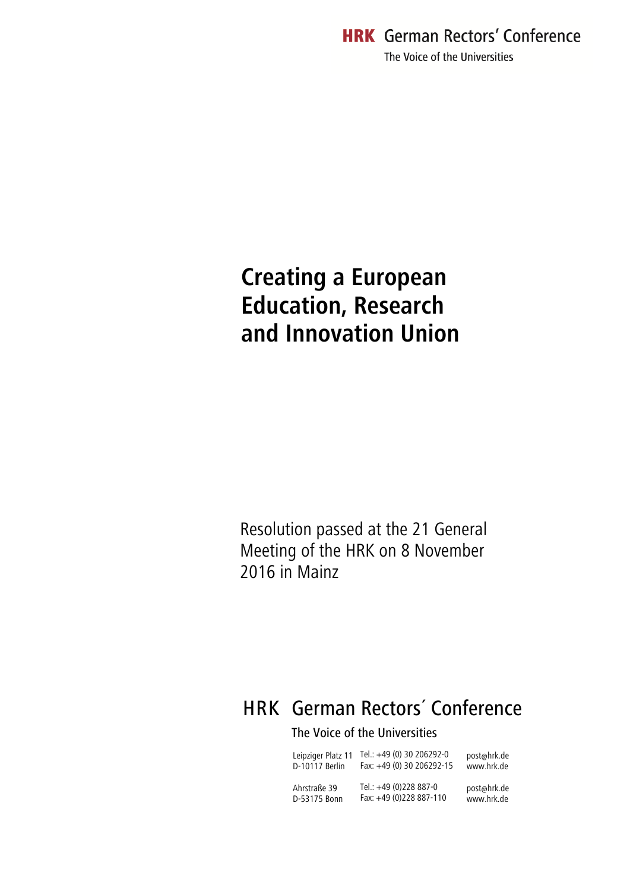**HRK** German Rectors' Conference

The Voice of the Universities

# Creating a European Education, Research and Innovation Union

Resolution passed at the 21 General Meeting of the HRK on 8 November 2016 in Mainz

HRK German Rectors´ Conference

The Voice of the Universities

| | | |
|---|---|---|
| Leipziger Platz 11<br>D-10117 Berlin | Tel.: +49 (0) 30 206292-0<br>Fax: +49 (0) 30 206292-15 | post@hrk.de<br>www.hrk.de |
| Ahrstraße 39<br>D-53175 Bonn | Tel.: +49 (0)228 887-0<br>Fax: +49 (0)228 887-110 | post@hrk.de<br>www.hrk.de |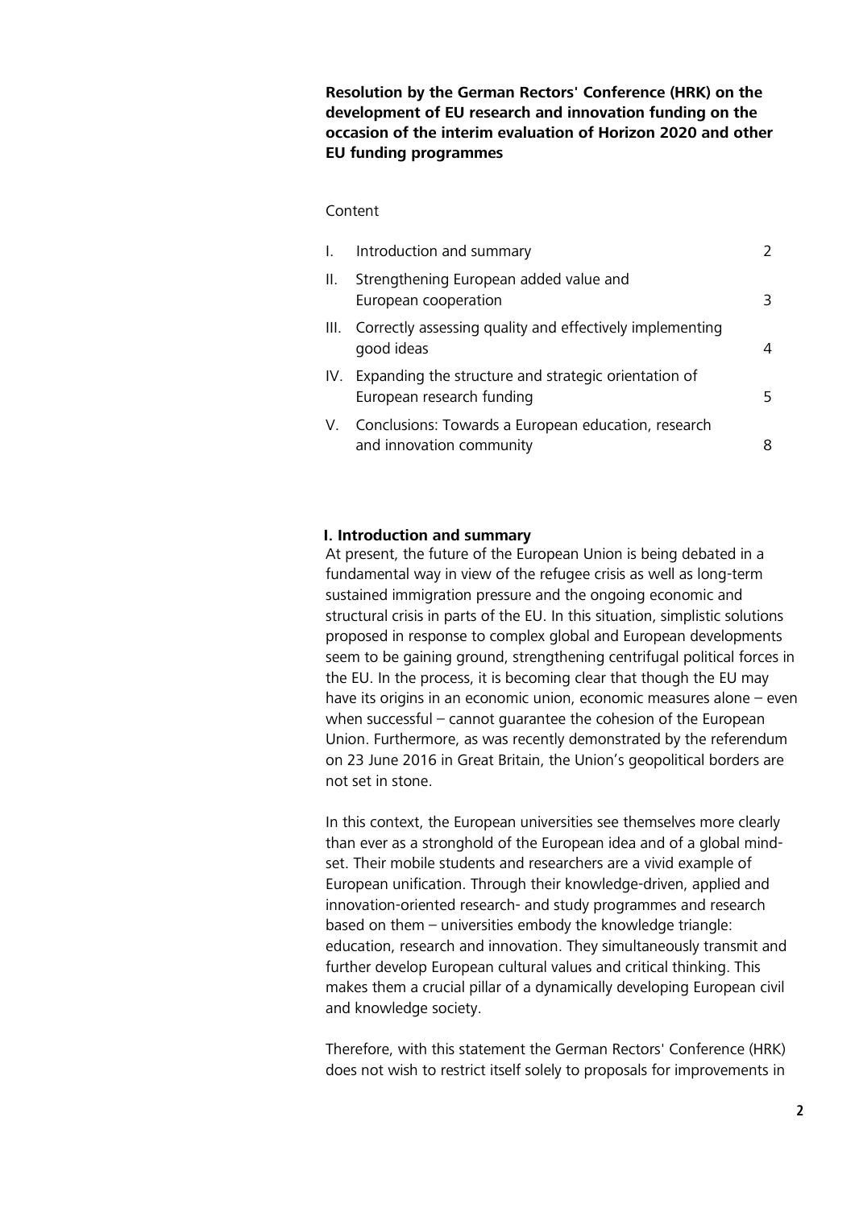**Resolution by the German Rectors' Conference (HRK) on the development of EU research and innovation funding on the occasion of the interim evaluation of Horizon 2020 and other EU funding programmes**

Content

| | | |
|---|---|---|
| I. | Introduction and summary | 2 |
| II. | Strengthening European added value and European cooperation | 3 |
| III. | Correctly assessing quality and effectively implementing good ideas | 4 |
| IV. | Expanding the structure and strategic orientation of European research funding | 5 |
| V. | Conclusions: Towards a European education, research and innovation community | 8 |

## I. Introduction and summary

At present, the future of the European Union is being debated in a fundamental way in view of the refugee crisis as well as long-term sustained immigration pressure and the ongoing economic and structural crisis in parts of the EU. In this situation, simplistic solutions proposed in response to complex global and European developments seem to be gaining ground, strengthening centrifugal political forces in the EU. In the process, it is becoming clear that though the EU may have its origins in an economic union, economic measures alone – even when successful – cannot guarantee the cohesion of the European Union. Furthermore, as was recently demonstrated by the referendum on 23 June 2016 in Great Britain, the Union's geopolitical borders are not set in stone.

In this context, the European universities see themselves more clearly than ever as a stronghold of the European idea and of a global mind-set. Their mobile students and researchers are a vivid example of European unification. Through their knowledge-driven, applied and innovation-oriented research- and study programmes and research based on them – universities embody the knowledge triangle: education, research and innovation. They simultaneously transmit and further develop European cultural values and critical thinking. This makes them a crucial pillar of a dynamically developing European civil and knowledge society.

Therefore, with this statement the German Rectors' Conference (HRK) does not wish to restrict itself solely to proposals for improvements in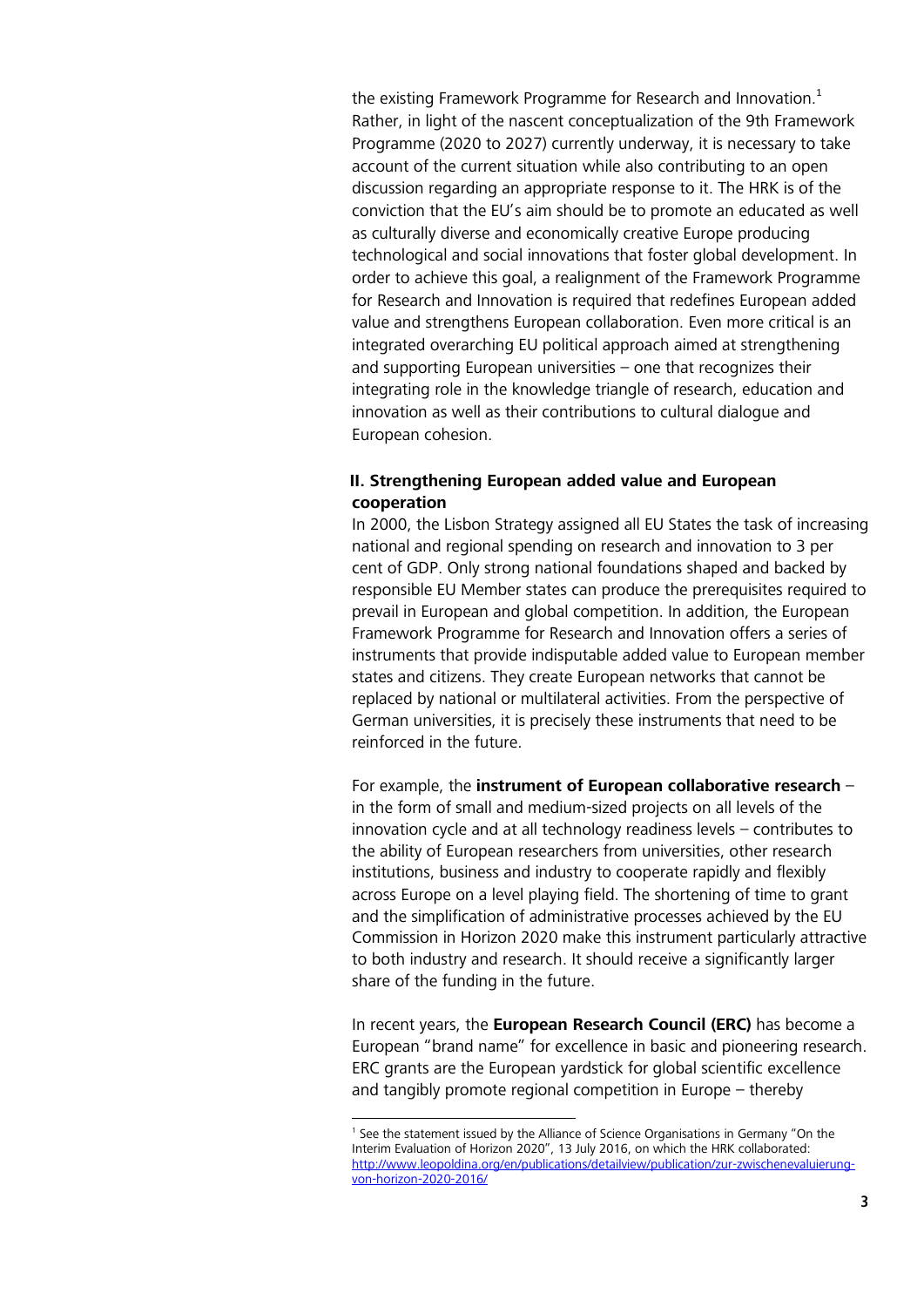the existing Framework Programme for Research and Innovation.[1] Rather, in light of the nascent conceptualization of the 9th Framework Programme (2020 to 2027) currently underway, it is necessary to take account of the current situation while also contributing to an open discussion regarding an appropriate response to it. The HRK is of the conviction that the EU's aim should be to promote an educated as well as culturally diverse and economically creative Europe producing technological and social innovations that foster global development. In order to achieve this goal, a realignment of the Framework Programme for Research and Innovation is required that redefines European added value and strengthens European collaboration. Even more critical is an integrated overarching EU political approach aimed at strengthening and supporting European universities – one that recognizes their integrating role in the knowledge triangle of research, education and innovation as well as their contributions to cultural dialogue and European cohesion.

## II. Strengthening European added value and European cooperation

In 2000, the Lisbon Strategy assigned all EU States the task of increasing national and regional spending on research and innovation to 3 per cent of GDP. Only strong national foundations shaped and backed by responsible EU Member states can produce the prerequisites required to prevail in European and global competition. In addition, the European Framework Programme for Research and Innovation offers a series of instruments that provide indisputable added value to European member states and citizens. They create European networks that cannot be replaced by national or multilateral activities. From the perspective of German universities, it is precisely these instruments that need to be reinforced in the future.

For example, the **instrument of European collaborative research** – in the form of small and medium-sized projects on all levels of the innovation cycle and at all technology readiness levels – contributes to the ability of European researchers from universities, other research institutions, business and industry to cooperate rapidly and flexibly across Europe on a level playing field. The shortening of time to grant and the simplification of administrative processes achieved by the EU Commission in Horizon 2020 make this instrument particularly attractive to both industry and research. It should receive a significantly larger share of the funding in the future.

In recent years, the **European Research Council (ERC)** has become a European "brand name" for excellence in basic and pioneering research. ERC grants are the European yardstick for global scientific excellence and tangibly promote regional competition in Europe – thereby

---

[1] See the statement issued by the Alliance of Science Organisations in Germany "On the Interim Evaluation of Horizon 2020", 13 July 2016, on which the HRK collaborated: http://www.leopoldina.org/en/publications/detailview/publication/zur-zwischenevaluierung-von-horizon-2020-2016/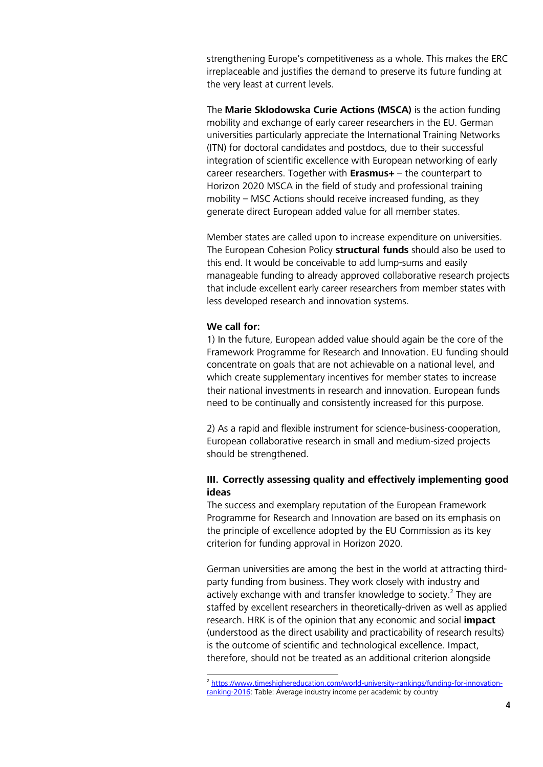strengthening Europe's competitiveness as a whole. This makes the ERC irreplaceable and justifies the demand to preserve its future funding at the very least at current levels.

The **Marie Sklodowska Curie Actions (MSCA)** is the action funding mobility and exchange of early career researchers in the EU. German universities particularly appreciate the International Training Networks (ITN) for doctoral candidates and postdocs, due to their successful integration of scientific excellence with European networking of early career researchers. Together with **Erasmus+** – the counterpart to Horizon 2020 MSCA in the field of study and professional training mobility – MSC Actions should receive increased funding, as they generate direct European added value for all member states.

Member states are called upon to increase expenditure on universities. The European Cohesion Policy **structural funds** should also be used to this end. It would be conceivable to add lump-sums and easily manageable funding to already approved collaborative research projects that include excellent early career researchers from member states with less developed research and innovation systems.

**We call for:**

1) In the future, European added value should again be the core of the Framework Programme for Research and Innovation. EU funding should concentrate on goals that are not achievable on a national level, and which create supplementary incentives for member states to increase their national investments in research and innovation. European funds need to be continually and consistently increased for this purpose.

2) As a rapid and flexible instrument for science-business-cooperation, European collaborative research in small and medium-sized projects should be strengthened.

### III. Correctly assessing quality and effectively implementing good ideas

The success and exemplary reputation of the European Framework Programme for Research and Innovation are based on its emphasis on the principle of excellence adopted by the EU Commission as its key criterion for funding approval in Horizon 2020.

German universities are among the best in the world at attracting third-party funding from business. They work closely with industry and actively exchange with and transfer knowledge to society.[2] They are staffed by excellent researchers in theoretically-driven as well as applied research. HRK is of the opinion that any economic and social **impact** (understood as the direct usability and practicability of research results) is the outcome of scientific and technological excellence. Impact, therefore, should not be treated as an additional criterion alongside

---

[2] https://www.timeshighereducation.com/world-university-rankings/funding-for-innovation-ranking-2016: Table: Average industry income per academic by country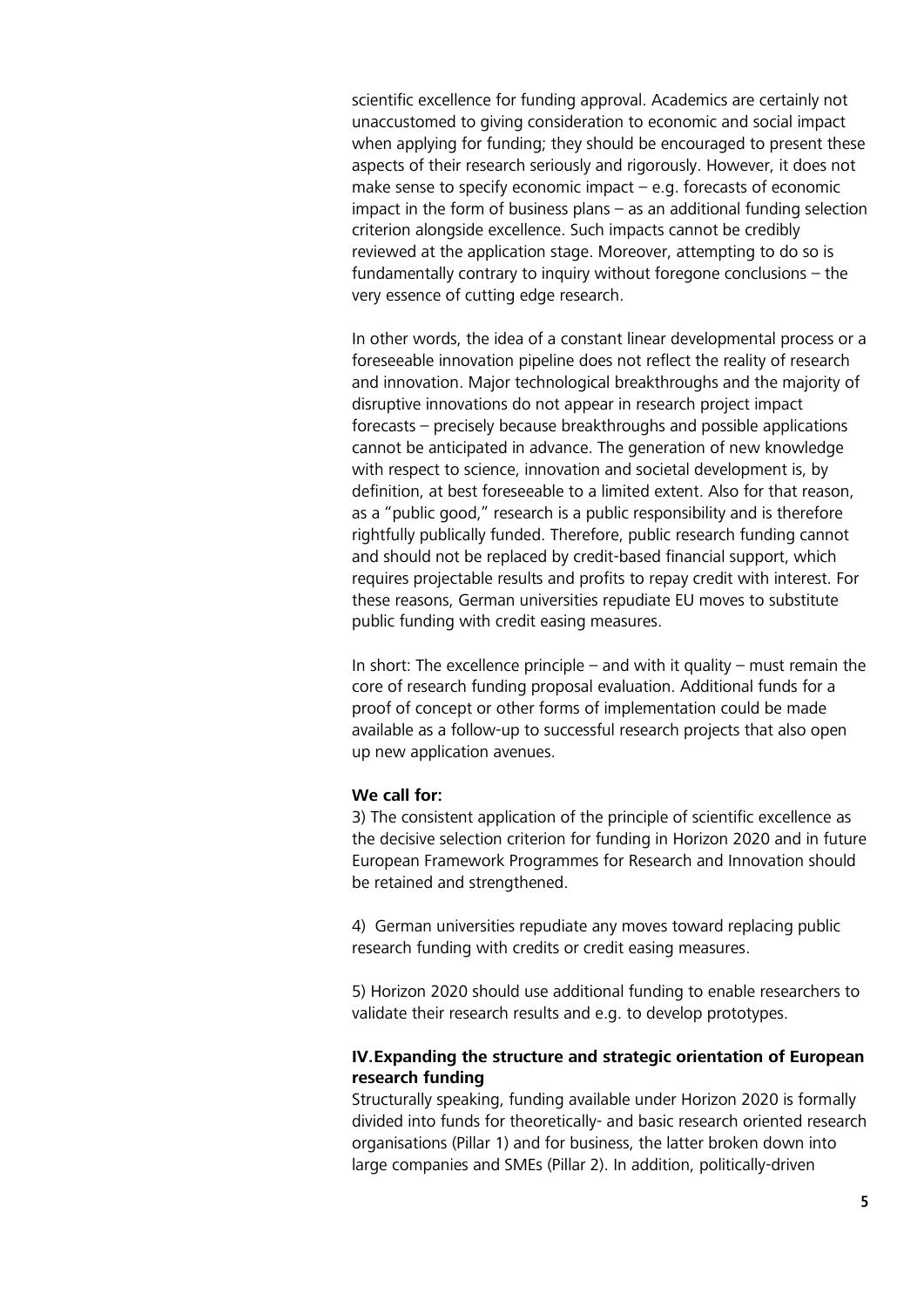scientific excellence for funding approval. Academics are certainly not unaccustomed to giving consideration to economic and social impact when applying for funding; they should be encouraged to present these aspects of their research seriously and rigorously. However, it does not make sense to specify economic impact – e.g. forecasts of economic impact in the form of business plans – as an additional funding selection criterion alongside excellence. Such impacts cannot be credibly reviewed at the application stage. Moreover, attempting to do so is fundamentally contrary to inquiry without foregone conclusions – the very essence of cutting edge research.

In other words, the idea of a constant linear developmental process or a foreseeable innovation pipeline does not reflect the reality of research and innovation. Major technological breakthroughs and the majority of disruptive innovations do not appear in research project impact forecasts – precisely because breakthroughs and possible applications cannot be anticipated in advance. The generation of new knowledge with respect to science, innovation and societal development is, by definition, at best foreseeable to a limited extent. Also for that reason, as a "public good," research is a public responsibility and is therefore rightfully publically funded. Therefore, public research funding cannot and should not be replaced by credit-based financial support, which requires projectable results and profits to repay credit with interest. For these reasons, German universities repudiate EU moves to substitute public funding with credit easing measures.

In short: The excellence principle – and with it quality – must remain the core of research funding proposal evaluation. Additional funds for a proof of concept or other forms of implementation could be made available as a follow-up to successful research projects that also open up new application avenues.

**We call for:**

3) The consistent application of the principle of scientific excellence as the decisive selection criterion for funding in Horizon 2020 and in future European Framework Programmes for Research and Innovation should be retained and strengthened.

4) German universities repudiate any moves toward replacing public research funding with credits or credit easing measures.

5) Horizon 2020 should use additional funding to enable researchers to validate their research results and e.g. to develop prototypes.

## IV. Expanding the structure and strategic orientation of European research funding

Structurally speaking, funding available under Horizon 2020 is formally divided into funds for theoretically- and basic research oriented research organisations (Pillar 1) and for business, the latter broken down into large companies and SMEs (Pillar 2). In addition, politically-driven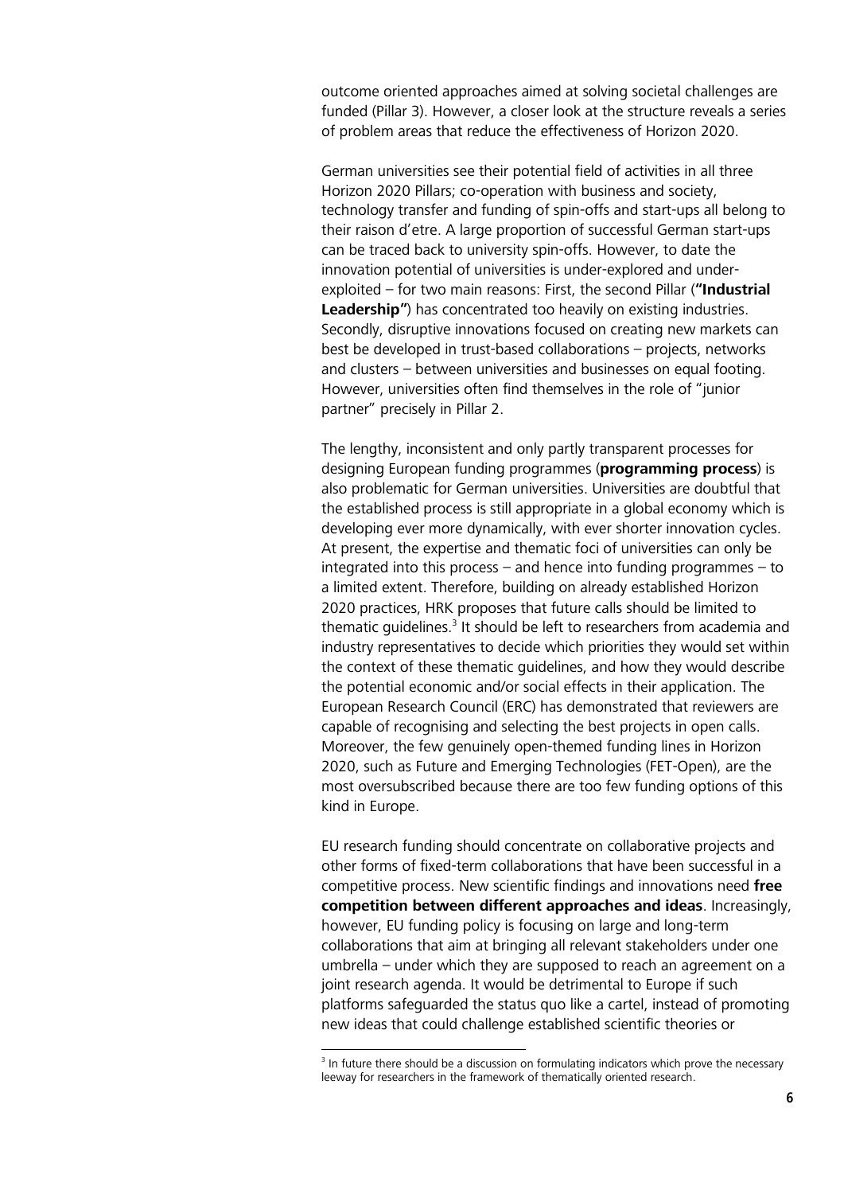outcome oriented approaches aimed at solving societal challenges are funded (Pillar 3). However, a closer look at the structure reveals a series of problem areas that reduce the effectiveness of Horizon 2020.

German universities see their potential field of activities in all three Horizon 2020 Pillars; co-operation with business and society, technology transfer and funding of spin-offs and start-ups all belong to their raison d'etre. A large proportion of successful German start-ups can be traced back to university spin-offs. However, to date the innovation potential of universities is under-explored and under-exploited – for two main reasons: First, the second Pillar (**"Industrial Leadership"**) has concentrated too heavily on existing industries. Secondly, disruptive innovations focused on creating new markets can best be developed in trust-based collaborations – projects, networks and clusters – between universities and businesses on equal footing. However, universities often find themselves in the role of "junior partner" precisely in Pillar 2.

The lengthy, inconsistent and only partly transparent processes for designing European funding programmes (**programming process**) is also problematic for German universities. Universities are doubtful that the established process is still appropriate in a global economy which is developing ever more dynamically, with ever shorter innovation cycles. At present, the expertise and thematic foci of universities can only be integrated into this process – and hence into funding programmes – to a limited extent. Therefore, building on already established Horizon 2020 practices, HRK proposes that future calls should be limited to thematic guidelines.[3] It should be left to researchers from academia and industry representatives to decide which priorities they would set within the context of these thematic guidelines, and how they would describe the potential economic and/or social effects in their application. The European Research Council (ERC) has demonstrated that reviewers are capable of recognising and selecting the best projects in open calls. Moreover, the few genuinely open-themed funding lines in Horizon 2020, such as Future and Emerging Technologies (FET-Open), are the most oversubscribed because there are too few funding options of this kind in Europe.

EU research funding should concentrate on collaborative projects and other forms of fixed-term collaborations that have been successful in a competitive process. New scientific findings and innovations need **free competition between different approaches and ideas**. Increasingly, however, EU funding policy is focusing on large and long-term collaborations that aim at bringing all relevant stakeholders under one umbrella – under which they are supposed to reach an agreement on a joint research agenda. It would be detrimental to Europe if such platforms safeguarded the status quo like a cartel, instead of promoting new ideas that could challenge established scientific theories or

[3] In future there should be a discussion on formulating indicators which prove the necessary leeway for researchers in the framework of thematically oriented research.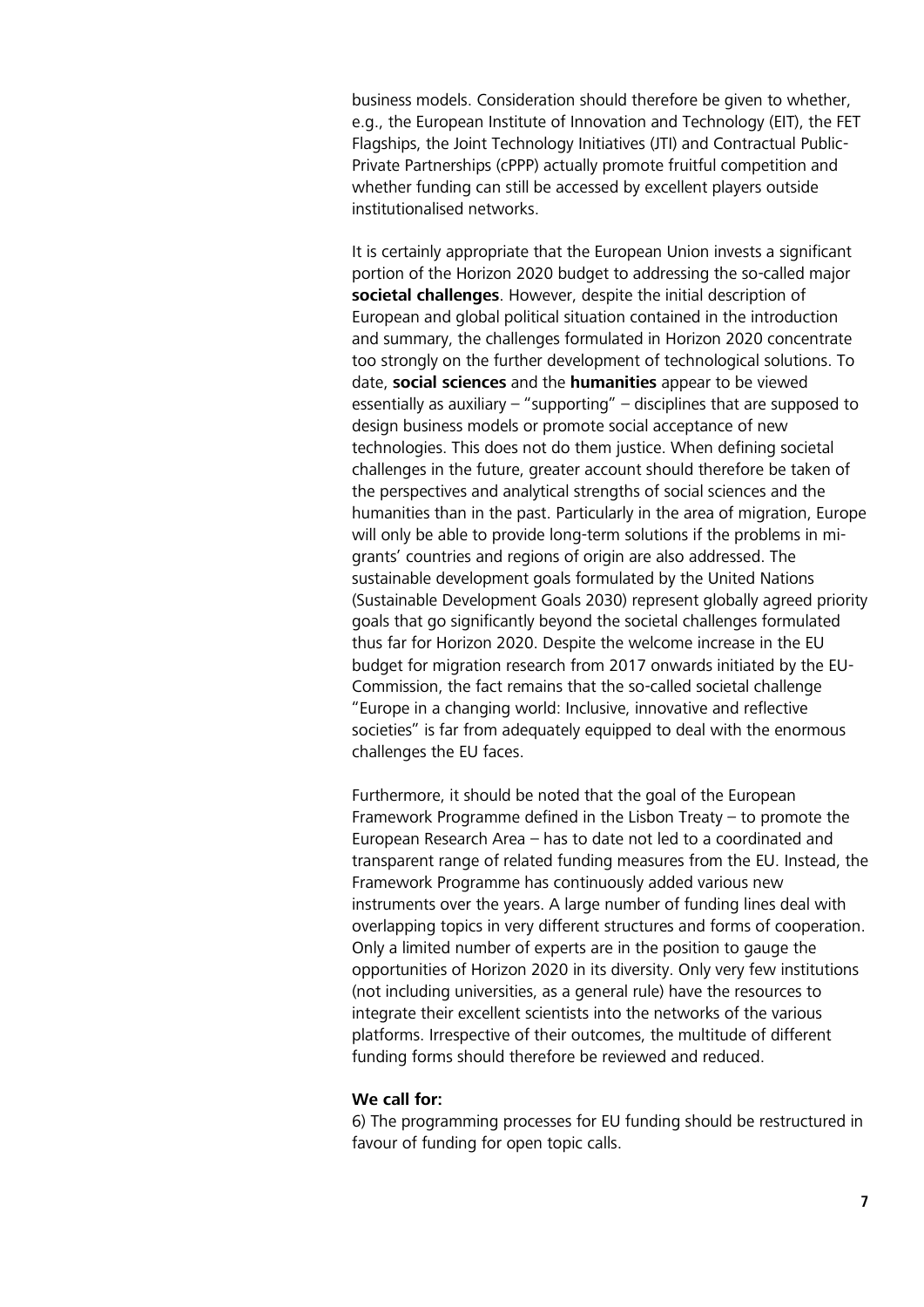business models. Consideration should therefore be given to whether, e.g., the European Institute of Innovation and Technology (EIT), the FET Flagships, the Joint Technology Initiatives (JTI) and Contractual Public-Private Partnerships (cPPP) actually promote fruitful competition and whether funding can still be accessed by excellent players outside institutionalised networks.

It is certainly appropriate that the European Union invests a significant portion of the Horizon 2020 budget to addressing the so-called major **societal challenges**. However, despite the initial description of European and global political situation contained in the introduction and summary, the challenges formulated in Horizon 2020 concentrate too strongly on the further development of technological solutions. To date, **social sciences** and the **humanities** appear to be viewed essentially as auxiliary – "supporting" – disciplines that are supposed to design business models or promote social acceptance of new technologies. This does not do them justice. When defining societal challenges in the future, greater account should therefore be taken of the perspectives and analytical strengths of social sciences and the humanities than in the past. Particularly in the area of migration, Europe will only be able to provide long-term solutions if the problems in migrants' countries and regions of origin are also addressed. The sustainable development goals formulated by the United Nations (Sustainable Development Goals 2030) represent globally agreed priority goals that go significantly beyond the societal challenges formulated thus far for Horizon 2020. Despite the welcome increase in the EU budget for migration research from 2017 onwards initiated by the EU-Commission, the fact remains that the so-called societal challenge "Europe in a changing world: Inclusive, innovative and reflective societies" is far from adequately equipped to deal with the enormous challenges the EU faces.

Furthermore, it should be noted that the goal of the European Framework Programme defined in the Lisbon Treaty – to promote the European Research Area – has to date not led to a coordinated and transparent range of related funding measures from the EU. Instead, the Framework Programme has continuously added various new instruments over the years. A large number of funding lines deal with overlapping topics in very different structures and forms of cooperation. Only a limited number of experts are in the position to gauge the opportunities of Horizon 2020 in its diversity. Only very few institutions (not including universities, as a general rule) have the resources to integrate their excellent scientists into the networks of the various platforms. Irrespective of their outcomes, the multitude of different funding forms should therefore be reviewed and reduced.

**We call for:**

6) The programming processes for EU funding should be restructured in favour of funding for open topic calls.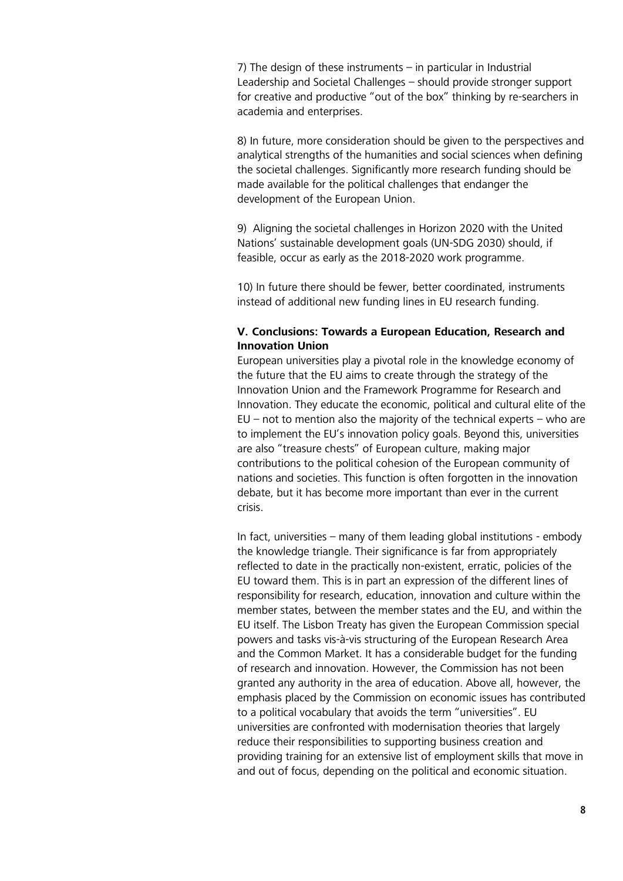7) The design of these instruments – in particular in Industrial Leadership and Societal Challenges – should provide stronger support for creative and productive "out of the box" thinking by re-searchers in academia and enterprises.

8) In future, more consideration should be given to the perspectives and analytical strengths of the humanities and social sciences when defining the societal challenges. Significantly more research funding should be made available for the political challenges that endanger the development of the European Union.

9) Aligning the societal challenges in Horizon 2020 with the United Nations' sustainable development goals (UN-SDG 2030) should, if feasible, occur as early as the 2018-2020 work programme.

10) In future there should be fewer, better coordinated, instruments instead of additional new funding lines in EU research funding.

## V. Conclusions: Towards a European Education, Research and Innovation Union

European universities play a pivotal role in the knowledge economy of the future that the EU aims to create through the strategy of the Innovation Union and the Framework Programme for Research and Innovation. They educate the economic, political and cultural elite of the EU – not to mention also the majority of the technical experts – who are to implement the EU's innovation policy goals. Beyond this, universities are also "treasure chests" of European culture, making major contributions to the political cohesion of the European community of nations and societies. This function is often forgotten in the innovation debate, but it has become more important than ever in the current crisis.

In fact, universities – many of them leading global institutions - embody the knowledge triangle. Their significance is far from appropriately reflected to date in the practically non-existent, erratic, policies of the EU toward them. This is in part an expression of the different lines of responsibility for research, education, innovation and culture within the member states, between the member states and the EU, and within the EU itself. The Lisbon Treaty has given the European Commission special powers and tasks vis-à-vis structuring of the European Research Area and the Common Market. It has a considerable budget for the funding of research and innovation. However, the Commission has not been granted any authority in the area of education. Above all, however, the emphasis placed by the Commission on economic issues has contributed to a political vocabulary that avoids the term "universities". EU universities are confronted with modernisation theories that largely reduce their responsibilities to supporting business creation and providing training for an extensive list of employment skills that move in and out of focus, depending on the political and economic situation.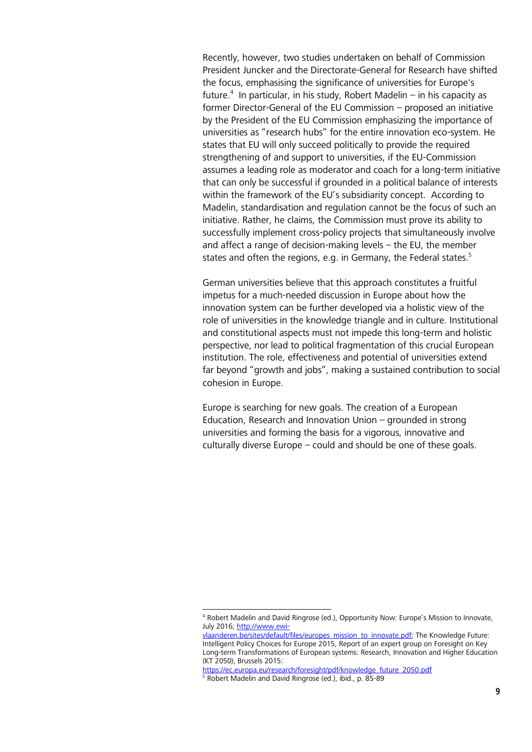Recently, however, two studies undertaken on behalf of Commission President Juncker and the Directorate-General for Research have shifted the focus, emphasising the significance of universities for Europe's future.[4] In particular, in his study, Robert Madelin – in his capacity as former Director-General of the EU Commission – proposed an initiative by the President of the EU Commission emphasizing the importance of universities as "research hubs" for the entire innovation eco-system. He states that EU will only succeed politically to provide the required strengthening of and support to universities, if the EU-Commission assumes a leading role as moderator and coach for a long-term initiative that can only be successful if grounded in a political balance of interests within the framework of the EU's subsidiarity concept. According to Madelin, standardisation and regulation cannot be the focus of such an initiative. Rather, he claims, the Commission must prove its ability to successfully implement cross-policy projects that simultaneously involve and affect a range of decision-making levels – the EU, the member states and often the regions, e.g. in Germany, the Federal states.[5]

German universities believe that this approach constitutes a fruitful impetus for a much-needed discussion in Europe about how the innovation system can be further developed via a holistic view of the role of universities in the knowledge triangle and in culture. Institutional and constitutional aspects must not impede this long-term and holistic perspective, nor lead to political fragmentation of this crucial European institution. The role, effectiveness and potential of universities extend far beyond "growth and jobs", making a sustained contribution to social cohesion in Europe.

Europe is searching for new goals. The creation of a European Education, Research and Innovation Union – grounded in strong universities and forming the basis for a vigorous, innovative and culturally diverse Europe – could and should be one of these goals.

---

[4] Robert Madelin and David Ringrose (ed.), Opportunity Now: Europe's Mission to Innovate, July 2016; http://www.ewi-vlaanderen.be/sites/default/files/europes_mission_to_innovate.pdf; The Knowledge Future: Intelligent Policy Choices for Europe 2015, Report of an expert group on Foresight on Key Long-term Transformations of European systems: Research, Innovation and Higher Education (KT 2050), Brussels 2015: https://ec.europa.eu/research/foresight/pdf/knowledge_future_2050.pdf

[5] Robert Madelin and David Ringrose (ed.), ibid., p. 85-89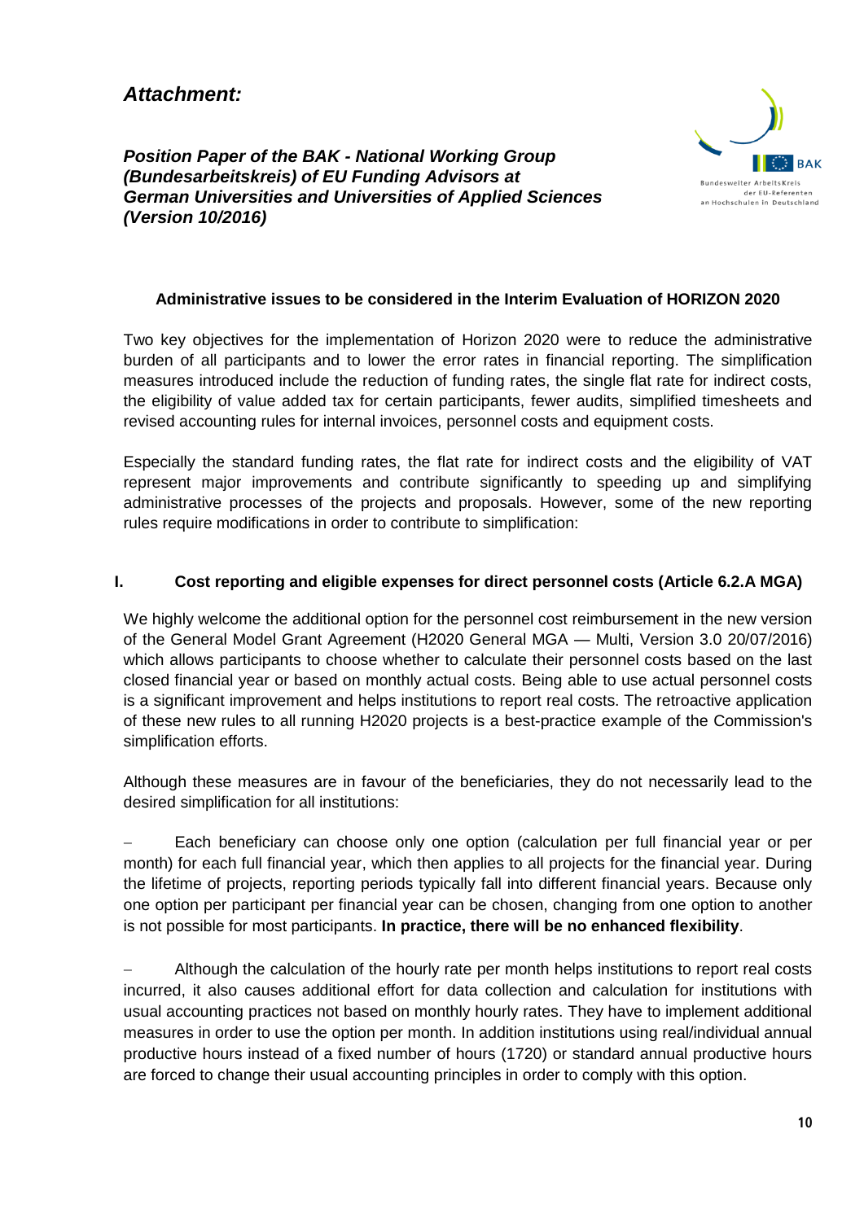# *Attachment:*

***Position Paper of the BAK - National Working Group (Bundesarbeitskreis) of EU Funding Advisors at German Universities and Universities of Applied Sciences (Version 10/2016)***

### Administrative issues to be considered in the Interim Evaluation of HORIZON 2020

Two key objectives for the implementation of Horizon 2020 were to reduce the administrative burden of all participants and to lower the error rates in financial reporting. The simplification measures introduced include the reduction of funding rates, the single flat rate for indirect costs, the eligibility of value added tax for certain participants, fewer audits, simplified timesheets and revised accounting rules for internal invoices, personnel costs and equipment costs.

Especially the standard funding rates, the flat rate for indirect costs and the eligibility of VAT represent major improvements and contribute significantly to speeding up and simplifying administrative processes of the projects and proposals. However, some of the new reporting rules require modifications in order to contribute to simplification:

## I. Cost reporting and eligible expenses for direct personnel costs (Article 6.2.A MGA)

We highly welcome the additional option for the personnel cost reimbursement in the new version of the General Model Grant Agreement (H2020 General MGA — Multi, Version 3.0 20/07/2016) which allows participants to choose whether to calculate their personnel costs based on the last closed financial year or based on monthly actual costs. Being able to use actual personnel costs is a significant improvement and helps institutions to report real costs. The retroactive application of these new rules to all running H2020 projects is a best-practice example of the Commission's simplification efforts.

Although these measures are in favour of the beneficiaries, they do not necessarily lead to the desired simplification for all institutions:

- Each beneficiary can choose only one option (calculation per full financial year or per month) for each full financial year, which then applies to all projects for the financial year. During the lifetime of projects, reporting periods typically fall into different financial years. Because only one option per participant per financial year can be chosen, changing from one option to another is not possible for most participants. **In practice, there will be no enhanced flexibility**.

- Although the calculation of the hourly rate per month helps institutions to report real costs incurred, it also causes additional effort for data collection and calculation for institutions with usual accounting practices not based on monthly hourly rates. They have to implement additional measures in order to use the option per month. In addition institutions using real/individual annual productive hours instead of a fixed number of hours (1720) or standard annual productive hours are forced to change their usual accounting principles in order to comply with this option.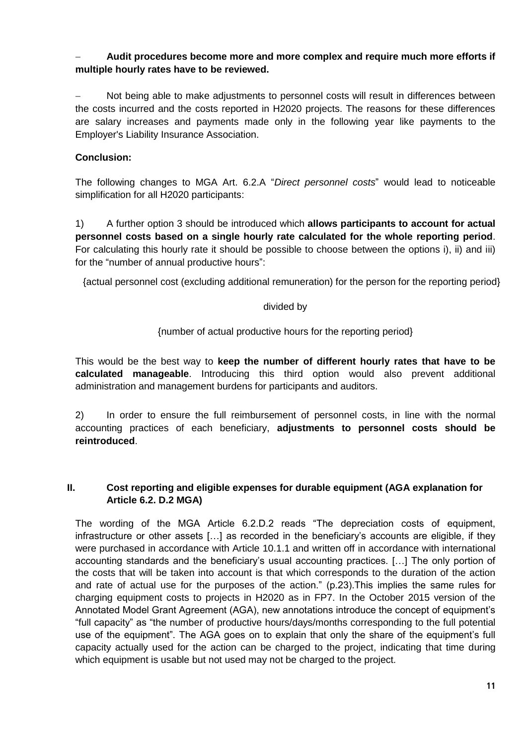- **Audit procedures become more and more complex and require much more efforts if multiple hourly rates have to be reviewed.**

- Not being able to make adjustments to personnel costs will result in differences between the costs incurred and the costs reported in H2020 projects. The reasons for these differences are salary increases and payments made only in the following year like payments to the Employer's Liability Insurance Association.

**Conclusion:**

The following changes to MGA Art. 6.2.A "*Direct personnel costs*" would lead to noticeable simplification for all H2020 participants:

1) A further option 3 should be introduced which **allows participants to account for actual personnel costs based on a single hourly rate calculated for the whole reporting period**. For calculating this hourly rate it should be possible to choose between the options i), ii) and iii) for the "number of annual productive hours":

{actual personnel cost (excluding additional remuneration) for the person for the reporting period}

divided by

{number of actual productive hours for the reporting period}

This would be the best way to **keep the number of different hourly rates that have to be calculated manageable**. Introducing this third option would also prevent additional administration and management burdens for participants and auditors.

2) In order to ensure the full reimbursement of personnel costs, in line with the normal accounting practices of each beneficiary, **adjustments to personnel costs should be reintroduced**.

## II. Cost reporting and eligible expenses for durable equipment (AGA explanation for Article 6.2. D.2 MGA)

The wording of the MGA Article 6.2.D.2 reads "The depreciation costs of equipment, infrastructure or other assets […] as recorded in the beneficiary's accounts are eligible, if they were purchased in accordance with Article 10.1.1 and written off in accordance with international accounting standards and the beneficiary's usual accounting practices. […] The only portion of the costs that will be taken into account is that which corresponds to the duration of the action and rate of actual use for the purposes of the action." (p.23).This implies the same rules for charging equipment costs to projects in H2020 as in FP7. In the October 2015 version of the Annotated Model Grant Agreement (AGA), new annotations introduce the concept of equipment's "full capacity" as "the number of productive hours/days/months corresponding to the full potential use of the equipment". The AGA goes on to explain that only the share of the equipment's full capacity actually used for the action can be charged to the project, indicating that time during which equipment is usable but not used may not be charged to the project.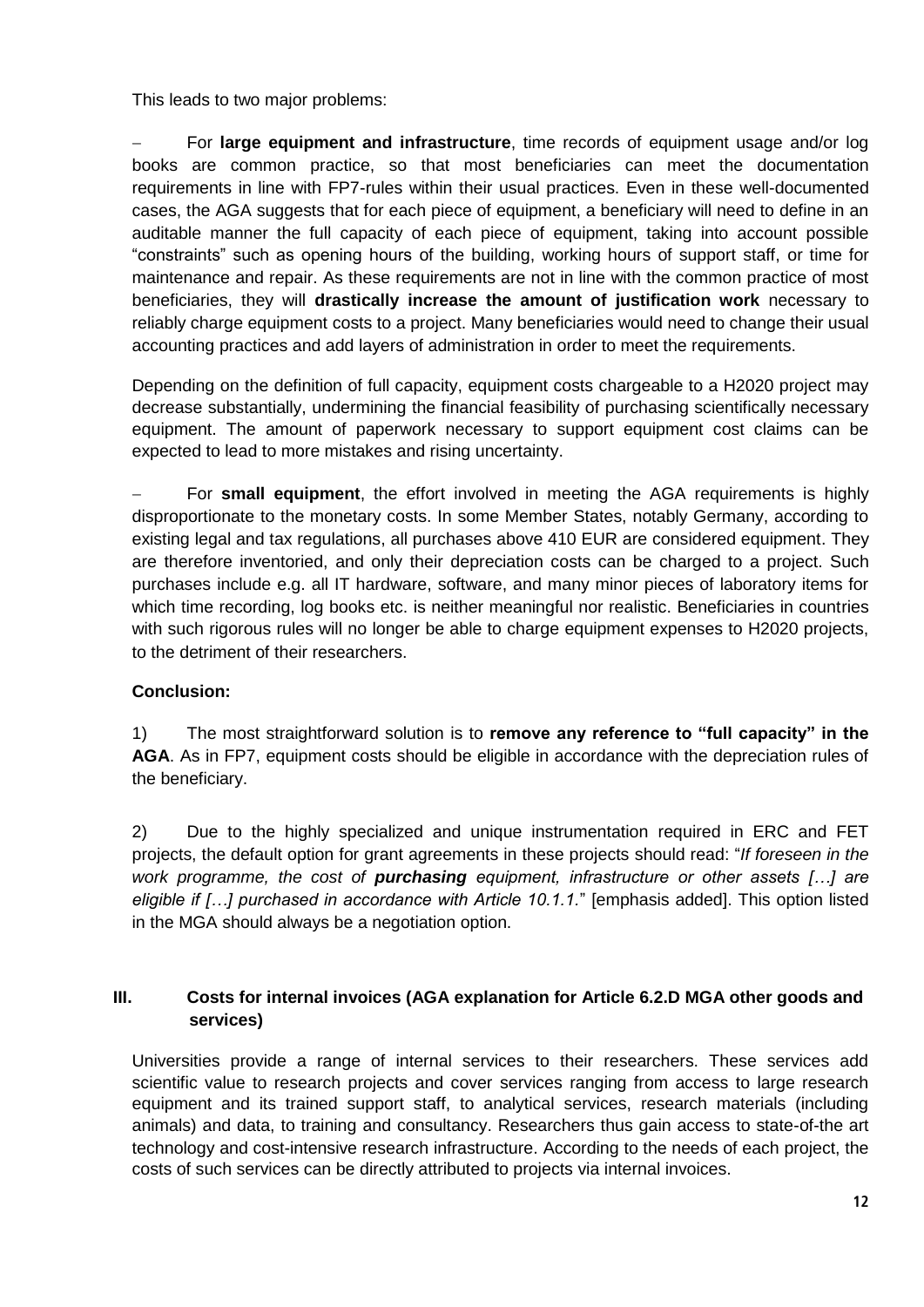This leads to two major problems:

- For **large equipment and infrastructure**, time records of equipment usage and/or log books are common practice, so that most beneficiaries can meet the documentation requirements in line with FP7-rules within their usual practices. Even in these well-documented cases, the AGA suggests that for each piece of equipment, a beneficiary will need to define in an auditable manner the full capacity of each piece of equipment, taking into account possible "constraints" such as opening hours of the building, working hours of support staff, or time for maintenance and repair. As these requirements are not in line with the common practice of most beneficiaries, they will **drastically increase the amount of justification work** necessary to reliably charge equipment costs to a project. Many beneficiaries would need to change their usual accounting practices and add layers of administration in order to meet the requirements.

  Depending on the definition of full capacity, equipment costs chargeable to a H2020 project may decrease substantially, undermining the financial feasibility of purchasing scientifically necessary equipment. The amount of paperwork necessary to support equipment cost claims can be expected to lead to more mistakes and rising uncertainty.

- For **small equipment**, the effort involved in meeting the AGA requirements is highly disproportionate to the monetary costs. In some Member States, notably Germany, according to existing legal and tax regulations, all purchases above 410 EUR are considered equipment. They are therefore inventoried, and only their depreciation costs can be charged to a project. Such purchases include e.g. all IT hardware, software, and many minor pieces of laboratory items for which time recording, log books etc. is neither meaningful nor realistic. Beneficiaries in countries with such rigorous rules will no longer be able to charge equipment expenses to H2020 projects, to the detriment of their researchers.

**Conclusion:**

1) The most straightforward solution is to **remove any reference to "full capacity" in the AGA**. As in FP7, equipment costs should be eligible in accordance with the depreciation rules of the beneficiary.

2) Due to the highly specialized and unique instrumentation required in ERC and FET projects, the default option for grant agreements in these projects should read: "*If foreseen in the work programme, the cost of **purchasing** equipment, infrastructure or other assets […] are eligible if […] purchased in accordance with Article 10.1.1.*" [emphasis added]. This option listed in the MGA should always be a negotiation option.

## III. Costs for internal invoices (AGA explanation for Article 6.2.D MGA other goods and services)

Universities provide a range of internal services to their researchers. These services add scientific value to research projects and cover services ranging from access to large research equipment and its trained support staff, to analytical services, research materials (including animals) and data, to training and consultancy. Researchers thus gain access to state-of-the art technology and cost-intensive research infrastructure. According to the needs of each project, the costs of such services can be directly attributed to projects via internal invoices.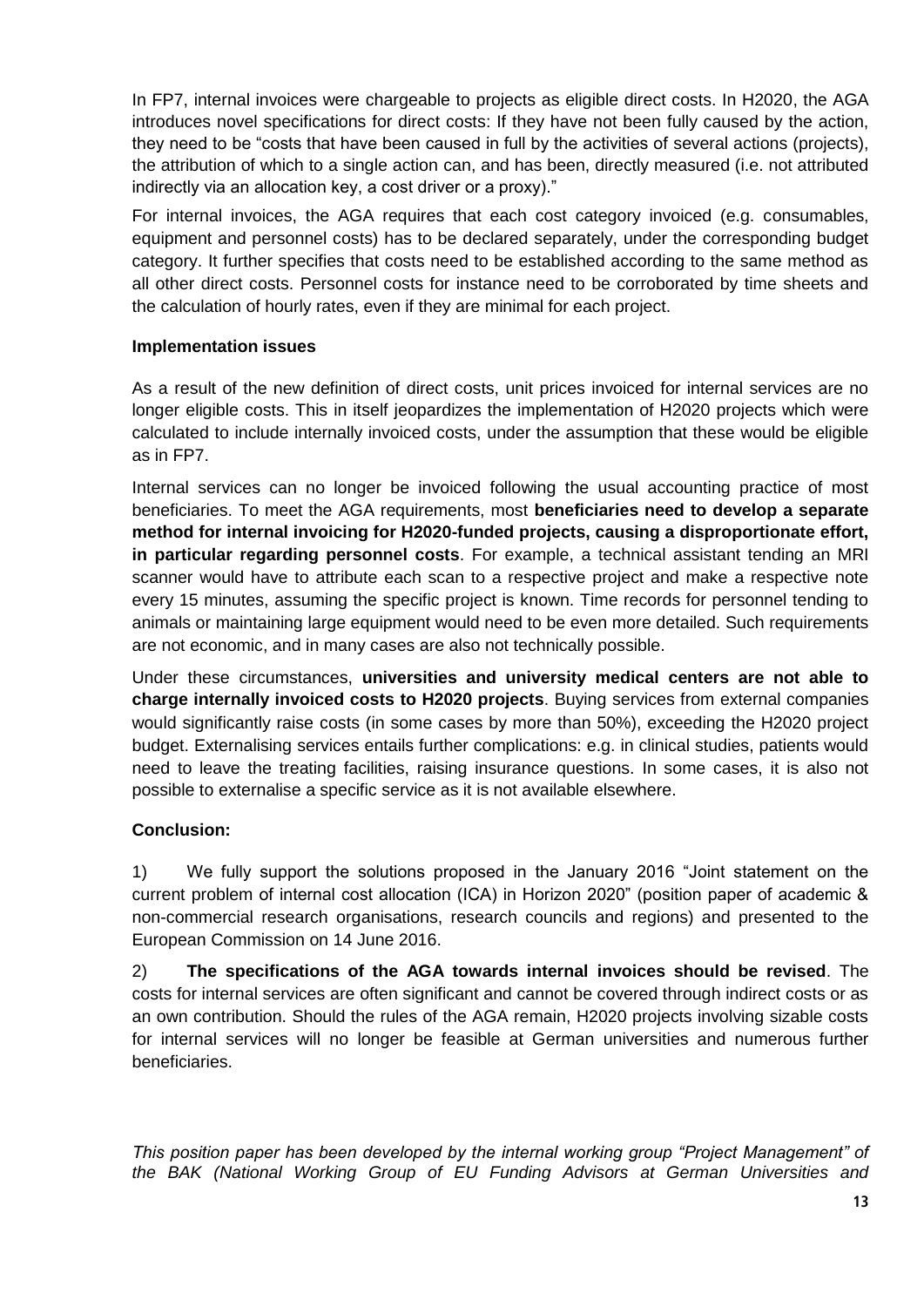In FP7, internal invoices were chargeable to projects as eligible direct costs. In H2020, the AGA introduces novel specifications for direct costs: If they have not been fully caused by the action, they need to be "costs that have been caused in full by the activities of several actions (projects), the attribution of which to a single action can, and has been, directly measured (i.e. not attributed indirectly via an allocation key, a cost driver or a proxy)."

For internal invoices, the AGA requires that each cost category invoiced (e.g. consumables, equipment and personnel costs) has to be declared separately, under the corresponding budget category. It further specifies that costs need to be established according to the same method as all other direct costs. Personnel costs for instance need to be corroborated by time sheets and the calculation of hourly rates, even if they are minimal for each project.

**Implementation issues**

As a result of the new definition of direct costs, unit prices invoiced for internal services are no longer eligible costs. This in itself jeopardizes the implementation of H2020 projects which were calculated to include internally invoiced costs, under the assumption that these would be eligible as in FP7.

Internal services can no longer be invoiced following the usual accounting practice of most beneficiaries. To meet the AGA requirements, most **beneficiaries need to develop a separate method for internal invoicing for H2020-funded projects, causing a disproportionate effort, in particular regarding personnel costs**. For example, a technical assistant tending an MRI scanner would have to attribute each scan to a respective project and make a respective note every 15 minutes, assuming the specific project is known. Time records for personnel tending to animals or maintaining large equipment would need to be even more detailed. Such requirements are not economic, and in many cases are also not technically possible.

Under these circumstances, **universities and university medical centers are not able to charge internally invoiced costs to H2020 projects**. Buying services from external companies would significantly raise costs (in some cases by more than 50%), exceeding the H2020 project budget. Externalising services entails further complications: e.g. in clinical studies, patients would need to leave the treating facilities, raising insurance questions. In some cases, it is also not possible to externalise a specific service as it is not available elsewhere.

**Conclusion:**

1) We fully support the solutions proposed in the January 2016 "Joint statement on the current problem of internal cost allocation (ICA) in Horizon 2020" (position paper of academic & non-commercial research organisations, research councils and regions) and presented to the European Commission on 14 June 2016.

2) **The specifications of the AGA towards internal invoices should be revised**. The costs for internal services are often significant and cannot be covered through indirect costs or as an own contribution. Should the rules of the AGA remain, H2020 projects involving sizable costs for internal services will no longer be feasible at German universities and numerous further beneficiaries.

*This position paper has been developed by the internal working group "Project Management" of the BAK (National Working Group of EU Funding Advisors at German Universities and*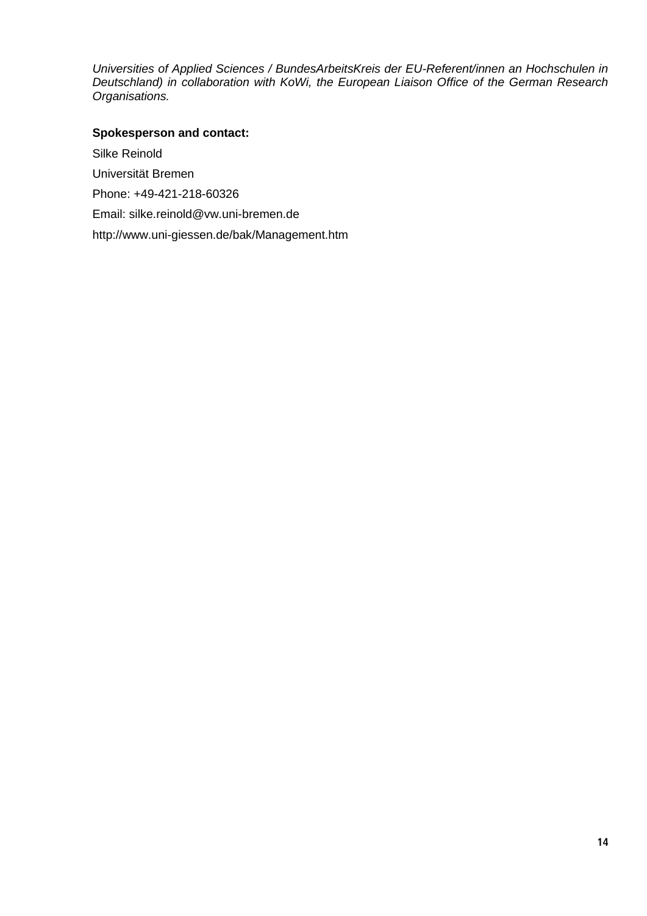*Universities of Applied Sciences / BundesArbeitsKreis der EU-Referent/innen an Hochschulen in Deutschland) in collaboration with KoWi, the European Liaison Office of the German Research Organisations.*

**Spokesperson and contact:**

Silke Reinold

Universität Bremen

Phone: +49-421-218-60326

Email: silke.reinold@vw.uni-bremen.de

http://www.uni-giessen.de/bak/Management.htm